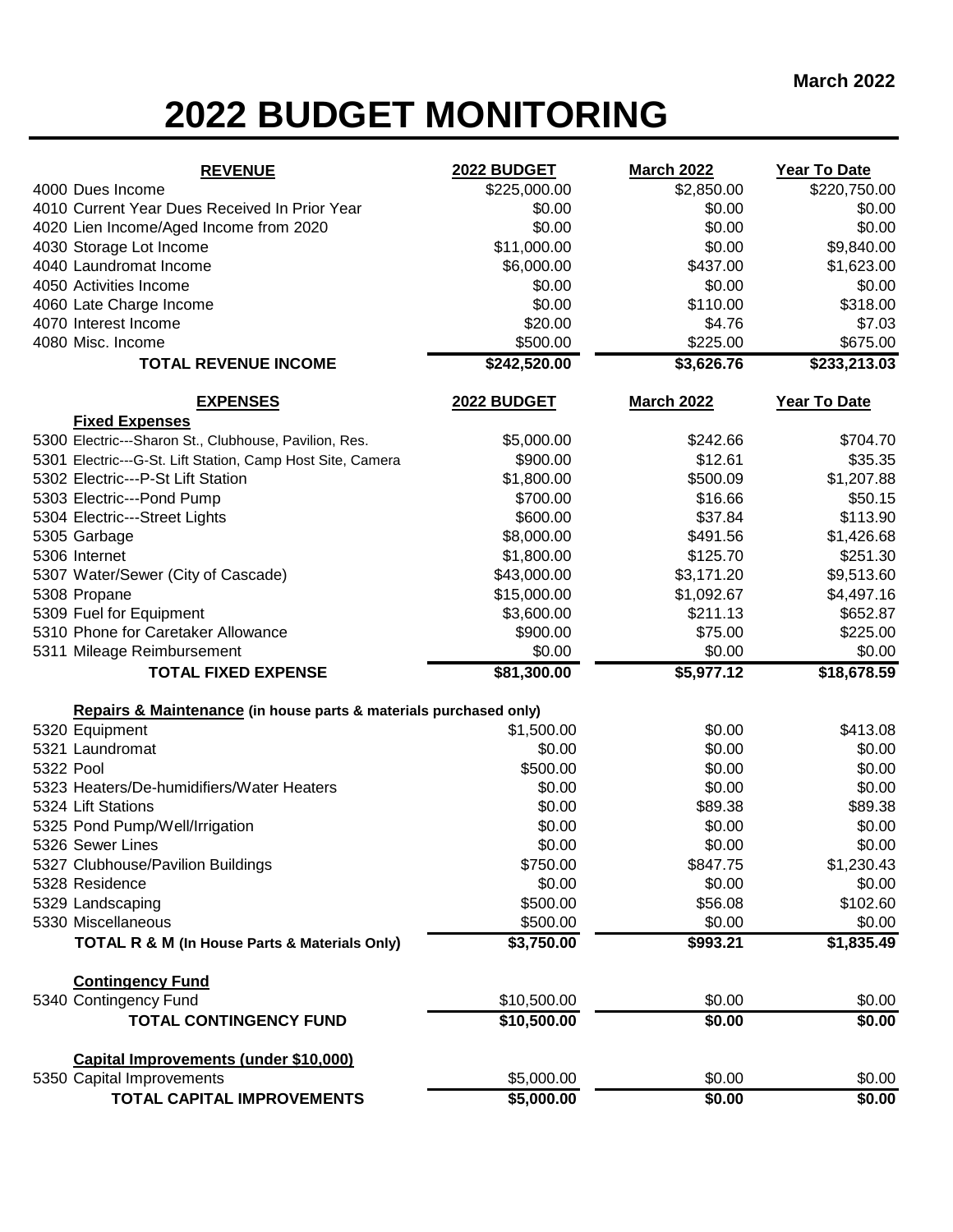March 2022

# 2022 BUDGET MONITORING

| REVENUE | 2022 BUDGET | March 2022 | Year To Date |
|---|---|---|---|
| 4000 Dues Income | $225,000.00 | $2,850.00 | $220,750.00 |
| 4010 Current Year Dues Received In Prior Year | $0.00 | $0.00 | $0.00 |
| 4020 Lien Income/Aged Income from 2020 | $0.00 | $0.00 | $0.00 |
| 4030 Storage Lot Income | $11,000.00 | $0.00 | $9,840.00 |
| 4040 Laundromat Income | $6,000.00 | $437.00 | $1,623.00 |
| 4050 Activities Income | $0.00 | $0.00 | $0.00 |
| 4060 Late Charge Income | $0.00 | $110.00 | $318.00 |
| 4070 Interest Income | $20.00 | $4.76 | $7.03 |
| 4080 Misc. Income | $500.00 | $225.00 | $675.00 |
| **TOTAL REVENUE INCOME** | **$242,520.00** | **$3,626.76** | **$233,213.03** |

| EXPENSES | 2022 BUDGET | March 2022 | Year To Date |
|---|---|---|---|
| **Fixed Expenses** | | | |
| 5300 Electric---Sharon St., Clubhouse, Pavilion, Res. | $5,000.00 | $242.66 | $704.70 |
| 5301 Electric---G-St. Lift Station, Camp Host Site, Camera | $900.00 | $12.61 | $35.35 |
| 5302 Electric---P-St Lift Station | $1,800.00 | $500.09 | $1,207.88 |
| 5303 Electric---Pond Pump | $700.00 | $16.66 | $50.15 |
| 5304 Electric---Street Lights | $600.00 | $37.84 | $113.90 |
| 5305 Garbage | $8,000.00 | $491.56 | $1,426.68 |
| 5306 Internet | $1,800.00 | $125.70 | $251.30 |
| 5307 Water/Sewer (City of Cascade) | $43,000.00 | $3,171.20 | $9,513.60 |
| 5308 Propane | $15,000.00 | $1,092.67 | $4,497.16 |
| 5309 Fuel for Equipment | $3,600.00 | $211.13 | $652.87 |
| 5310 Phone for Caretaker Allowance | $900.00 | $75.00 | $225.00 |
| 5311 Mileage Reimbursement | $0.00 | $0.00 | $0.00 |
| **TOTAL FIXED EXPENSE** | **$81,300.00** | **$5,977.12** | **$18,678.59** |
| **Repairs & Maintenance (in house parts & materials purchased only)** | | | |
| 5320 Equipment | $1,500.00 | $0.00 | $413.08 |
| 5321 Laundromat | $0.00 | $0.00 | $0.00 |
| 5322 Pool | $500.00 | $0.00 | $0.00 |
| 5323 Heaters/De-humidifiers/Water Heaters | $0.00 | $0.00 | $0.00 |
| 5324 Lift Stations | $0.00 | $89.38 | $89.38 |
| 5325 Pond Pump/Well/Irrigation | $0.00 | $0.00 | $0.00 |
| 5326 Sewer Lines | $0.00 | $0.00 | $0.00 |
| 5327 Clubhouse/Pavilion Buildings | $750.00 | $847.75 | $1,230.43 |
| 5328 Residence | $0.00 | $0.00 | $0.00 |
| 5329 Landscaping | $500.00 | $56.08 | $102.60 |
| 5330 Miscellaneous | $500.00 | $0.00 | $0.00 |
| **TOTAL R & M (In House Parts & Materials Only)** | **$3,750.00** | **$993.21** | **$1,835.49** |
| **Contingency Fund** | | | |
| 5340 Contingency Fund | $10,500.00 | $0.00 | $0.00 |
| **TOTAL CONTINGENCY FUND** | **$10,500.00** | **$0.00** | **$0.00** |
| **Capital Improvements (under $10,000)** | | | |
| 5350 Capital Improvements | $5,000.00 | $0.00 | $0.00 |
| **TOTAL CAPITAL IMPROVEMENTS** | **$5,000.00** | **$0.00** | **$0.00** |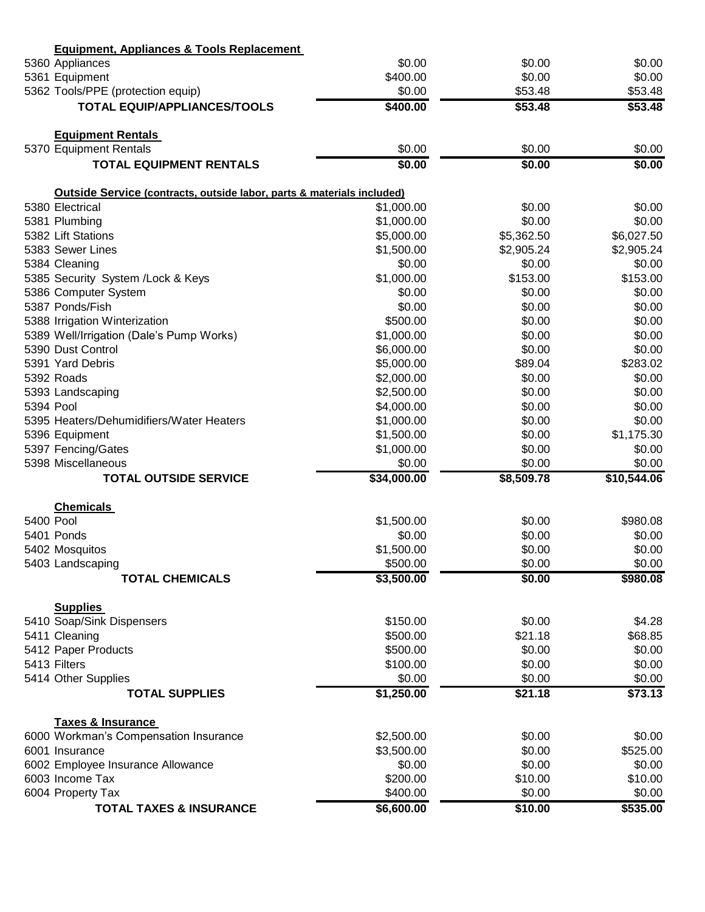| | | | |
|---|---|---|---|
| **Equipment, Appliances & Tools Replacement** | | | |
| 5360 Appliances | $0.00 | $0.00 | $0.00 |
| 5361 Equipment | $400.00 | $0.00 | $0.00 |
| 5362 Tools/PPE (protection equip) | $0.00 | $53.48 | $53.48 |
| **TOTAL EQUIP/APPLIANCES/TOOLS** | **$400.00** | **$53.48** | **$53.48** |
| | | | |
| **Equipment Rentals** | | | |
| 5370 Equipment Rentals | $0.00 | $0.00 | $0.00 |
| **TOTAL EQUIPMENT RENTALS** | **$0.00** | **$0.00** | **$0.00** |
| | | | |
| **Outside Service (contracts, outside labor, parts & materials included)** | | | |
| 5380 Electrical | $1,000.00 | $0.00 | $0.00 |
| 5381 Plumbing | $1,000.00 | $0.00 | $0.00 |
| 5382 Lift Stations | $5,000.00 | $5,362.50 | $6,027.50 |
| 5383 Sewer Lines | $1,500.00 | $2,905.24 | $2,905.24 |
| 5384 Cleaning | $0.00 | $0.00 | $0.00 |
| 5385 Security System /Lock & Keys | $1,000.00 | $153.00 | $153.00 |
| 5386 Computer System | $0.00 | $0.00 | $0.00 |
| 5387 Ponds/Fish | $0.00 | $0.00 | $0.00 |
| 5388 Irrigation Winterization | $500.00 | $0.00 | $0.00 |
| 5389 Well/Irrigation (Dale's Pump Works) | $1,000.00 | $0.00 | $0.00 |
| 5390 Dust Control | $6,000.00 | $0.00 | $0.00 |
| 5391 Yard Debris | $5,000.00 | $89.04 | $283.02 |
| 5392 Roads | $2,000.00 | $0.00 | $0.00 |
| 5393 Landscaping | $2,500.00 | $0.00 | $0.00 |
| 5394 Pool | $4,000.00 | $0.00 | $0.00 |
| 5395 Heaters/Dehumidifiers/Water Heaters | $1,000.00 | $0.00 | $0.00 |
| 5396 Equipment | $1,500.00 | $0.00 | $1,175.30 |
| 5397 Fencing/Gates | $1,000.00 | $0.00 | $0.00 |
| 5398 Miscellaneous | $0.00 | $0.00 | $0.00 |
| **TOTAL OUTSIDE SERVICE** | **$34,000.00** | **$8,509.78** | **$10,544.06** |
| | | | |
| **Chemicals** | | | |
| 5400 Pool | $1,500.00 | $0.00 | $980.08 |
| 5401 Ponds | $0.00 | $0.00 | $0.00 |
| 5402 Mosquitos | $1,500.00 | $0.00 | $0.00 |
| 5403 Landscaping | $500.00 | $0.00 | $0.00 |
| **TOTAL CHEMICALS** | **$3,500.00** | **$0.00** | **$980.08** |
| | | | |
| **Supplies** | | | |
| 5410 Soap/Sink Dispensers | $150.00 | $0.00 | $4.28 |
| 5411 Cleaning | $500.00 | $21.18 | $68.85 |
| 5412 Paper Products | $500.00 | $0.00 | $0.00 |
| 5413 Filters | $100.00 | $0.00 | $0.00 |
| 5414 Other Supplies | $0.00 | $0.00 | $0.00 |
| **TOTAL SUPPLIES** | **$1,250.00** | **$21.18** | **$73.13** |
| | | | |
| **Taxes & Insurance** | | | |
| 6000 Workman's Compensation Insurance | $2,500.00 | $0.00 | $0.00 |
| 6001 Insurance | $3,500.00 | $0.00 | $525.00 |
| 6002 Employee Insurance Allowance | $0.00 | $0.00 | $0.00 |
| 6003 Income Tax | $200.00 | $10.00 | $10.00 |
| 6004 Property Tax | $400.00 | $0.00 | $0.00 |
| **TOTAL TAXES & INSURANCE** | **$6,600.00** | **$10.00** | **$535.00** |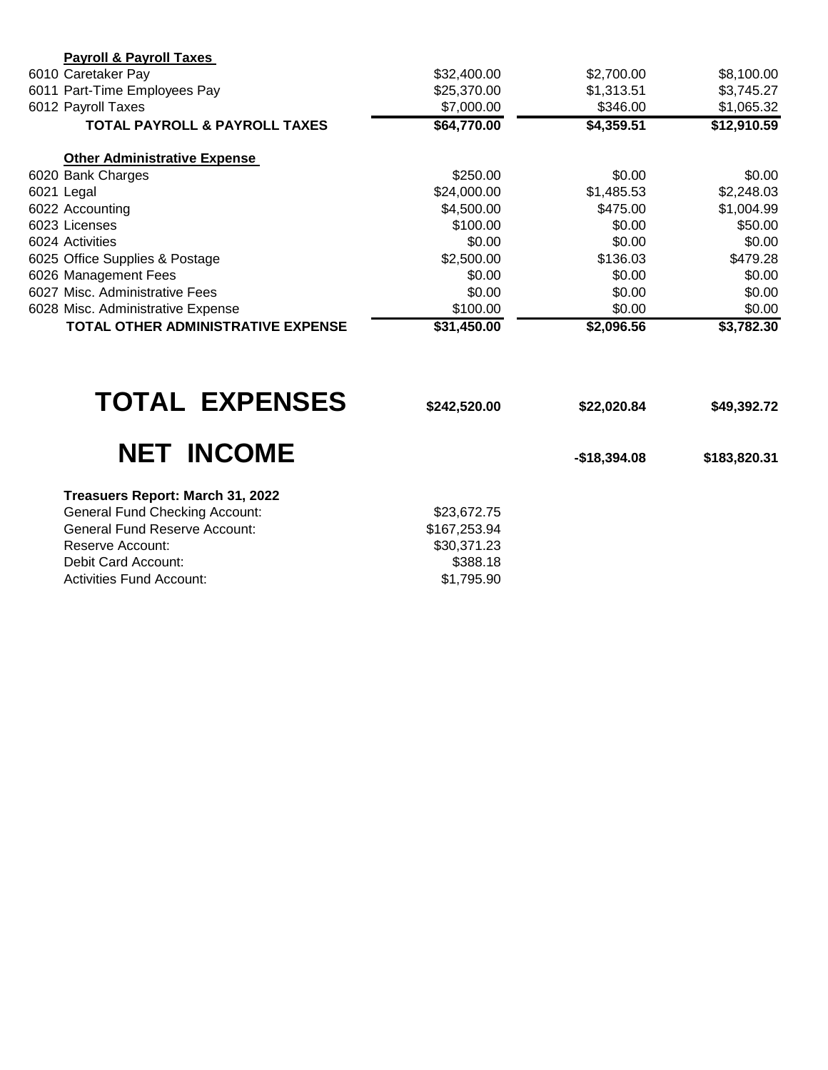| | | | |
|---|---|---|---|
| **Payroll & Payroll Taxes** | | | |
| 6010 Caretaker Pay | $32,400.00 | $2,700.00 | $8,100.00 |
| 6011 Part-Time Employees Pay | $25,370.00 | $1,313.51 | $3,745.27 |
| 6012 Payroll Taxes | $7,000.00 | $346.00 | $1,065.32 |
| **TOTAL PAYROLL & PAYROLL TAXES** | **$64,770.00** | **$4,359.51** | **$12,910.59** |
| **Other Administrative Expense** | | | |
| 6020 Bank Charges | $250.00 | $0.00 | $0.00 |
| 6021 Legal | $24,000.00 | $1,485.53 | $2,248.03 |
| 6022 Accounting | $4,500.00 | $475.00 | $1,004.99 |
| 6023 Licenses | $100.00 | $0.00 | $50.00 |
| 6024 Activities | $0.00 | $0.00 | $0.00 |
| 6025 Office Supplies & Postage | $2,500.00 | $136.03 | $479.28 |
| 6026 Management Fees | $0.00 | $0.00 | $0.00 |
| 6027 Misc. Administrative Fees | $0.00 | $0.00 | $0.00 |
| 6028 Misc. Administrative Expense | $100.00 | $0.00 | $0.00 |
| **TOTAL OTHER ADMINISTRATIVE EXPENSE** | **$31,450.00** | **$2,096.56** | **$3,782.30** |
| **TOTAL EXPENSES** | **$242,520.00** | **$22,020.84** | **$49,392.72** |
| **NET INCOME** | | **-$18,394.08** | **$183,820.31** |

**Treasuers Report: March 31, 2022**

| | |
|---|---|
| General Fund Checking Account: | $23,672.75 |
| General Fund Reserve Account: | $167,253.94 |
| Reserve Account: | $30,371.23 |
| Debit Card Account: | $388.18 |
| Activities Fund Account: | $1,795.90 |